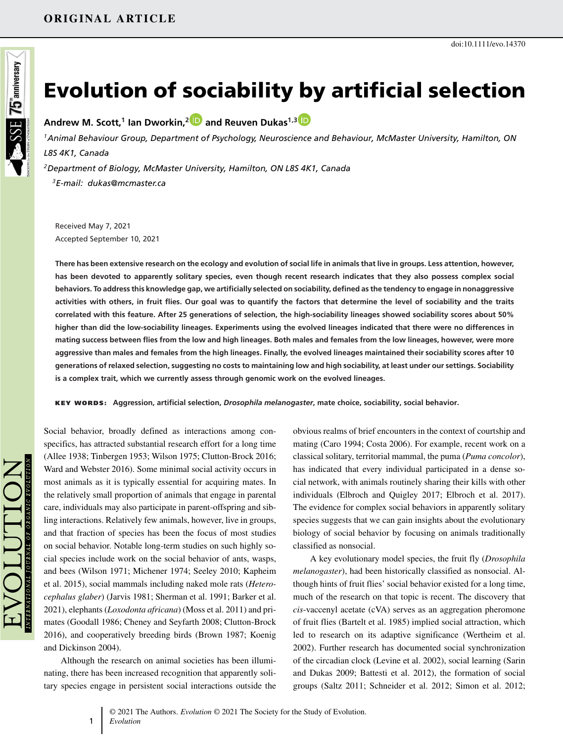ORIGINAL ARTICLE

doi:10.1111/evo.14370

# Evolution of sociability by artificial selection

**Andrew M. Scott,[1] Ian Dworkin,[2] and Reuven Dukas[1,3]**

[1] *Animal Behaviour Group, Department of Psychology, Neuroscience and Behaviour, McMaster University, Hamilton, ON L8S 4K1, Canada*

[2] *Department of Biology, McMaster University, Hamilton, ON L8S 4K1, Canada*

[3] *E-mail: dukas@mcmaster.ca*

Received May 7, 2021
Accepted September 10, 2021

**There has been extensive research on the ecology and evolution of social life in animals that live in groups. Less attention, however, has been devoted to apparently solitary species, even though recent research indicates that they also possess complex social behaviors. To address this knowledge gap, we artificially selected on sociability, defined as the tendency to engage in nonaggressive activities with others, in fruit flies. Our goal was to quantify the factors that determine the level of sociability and the traits correlated with this feature. After 25 generations of selection, the high-sociability lineages showed sociability scores about 50% higher than did the low-sociability lineages. Experiments using the evolved lineages indicated that there were no differences in mating success between flies from the low and high lineages. Both males and females from the low lineages, however, were more aggressive than males and females from the high lineages. Finally, the evolved lineages maintained their sociability scores after 10 generations of relaxed selection, suggesting no costs to maintaining low and high sociability, at least under our settings. Sociability is a complex trait, which we currently assess through genomic work on the evolved lineages.**

**KEY WORDS:** **Aggression, artificial selection, *Drosophila melanogaster*, mate choice, sociability, social behavior.**

Social behavior, broadly defined as interactions among conspecifics, has attracted substantial research effort for a long time (Allee 1938; Tinbergen 1953; Wilson 1975; Clutton-Brock 2016; Ward and Webster 2016). Some minimal social activity occurs in most animals as it is typically essential for acquiring mates. In the relatively small proportion of animals that engage in parental care, individuals may also participate in parent-offspring and sibling interactions. Relatively few animals, however, live in groups, and that fraction of species has been the focus of most studies on social behavior. Notable long-term studies on such highly social species include work on the social behavior of ants, wasps, and bees (Wilson 1971; Michener 1974; Seeley 2010; Kapheim et al. 2015), social mammals including naked mole rats (*Heterocephalus glaber*) (Jarvis 1981; Sherman et al. 1991; Barker et al. 2021), elephants (*Loxodonta africana*) (Moss et al. 2011) and primates (Goodall 1986; Cheney and Seyfarth 2008; Clutton-Brock 2016), and cooperatively breeding birds (Brown 1987; Koenig and Dickinson 2004).

Although the research on animal societies has been illuminating, there has been increased recognition that apparently solitary species engage in persistent social interactions outside the obvious realms of brief encounters in the context of courtship and mating (Caro 1994; Costa 2006). For example, recent work on a classical solitary, territorial mammal, the puma (*Puma concolor*), has indicated that every individual participated in a dense social network, with animals routinely sharing their kills with other individuals (Elbroch and Quigley 2017; Elbroch et al. 2017). The evidence for complex social behaviors in apparently solitary species suggests that we can gain insights about the evolutionary biology of social behavior by focusing on animals traditionally classified as nonsocial.

A key evolutionary model species, the fruit fly (*Drosophila melanogaster*), had been historically classified as nonsocial. Although hints of fruit flies' social behavior existed for a long time, much of the research on that topic is recent. The discovery that *cis*-vaccenyl acetate (cVA) serves as an aggregation pheromone of fruit flies (Bartelt et al. 1985) implied social attraction, which led to research on its adaptive significance (Wertheim et al. 2002). Further research has documented social synchronization of the circadian clock (Levine et al. 2002), social learning (Sarin and Dukas 2009; Battesti et al. 2012), the formation of social groups (Saltz 2011; Schneider et al. 2012; Simon et al. 2012;

© 2021 The Authors. *Evolution* © 2021 The Society for the Study of Evolution.
*Evolution*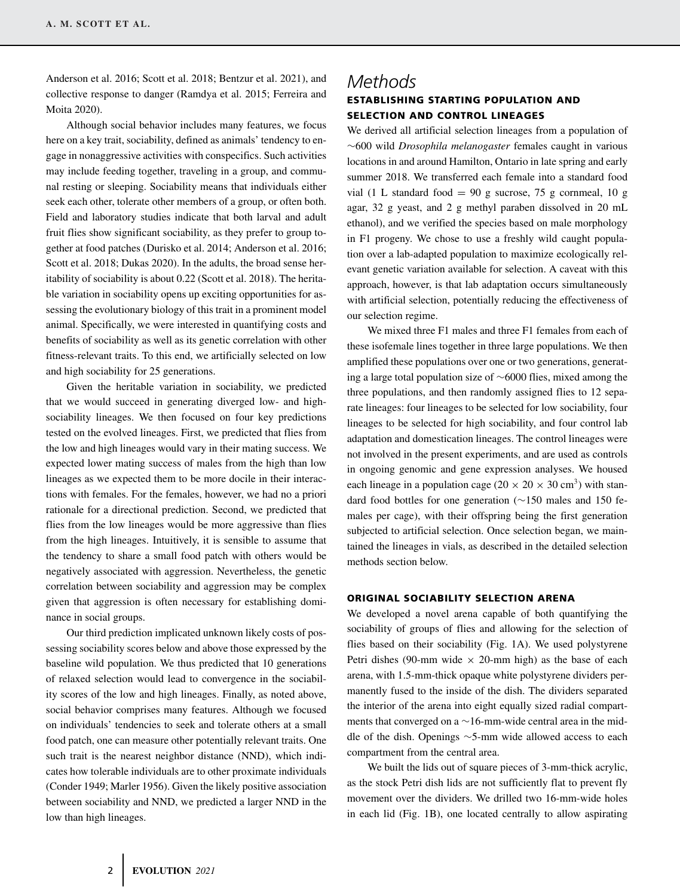Anderson et al. 2016; Scott et al. 2018; Bentzur et al. 2021), and collective response to danger (Ramdya et al. 2015; Ferreira and Moita 2020).

Although social behavior includes many features, we focus here on a key trait, sociability, defined as animals' tendency to engage in nonaggressive activities with conspecifics. Such activities may include feeding together, traveling in a group, and communal resting or sleeping. Sociability means that individuals either seek each other, tolerate other members of a group, or often both. Field and laboratory studies indicate that both larval and adult fruit flies show significant sociability, as they prefer to group together at food patches (Durisko et al. 2014; Anderson et al. 2016; Scott et al. 2018; Dukas 2020). In the adults, the broad sense heritability of sociability is about 0.22 (Scott et al. 2018). The heritable variation in sociability opens up exciting opportunities for assessing the evolutionary biology of this trait in a prominent model animal. Specifically, we were interested in quantifying costs and benefits of sociability as well as its genetic correlation with other fitness-relevant traits. To this end, we artificially selected on low and high sociability for 25 generations.

Given the heritable variation in sociability, we predicted that we would succeed in generating diverged low- and high-sociability lineages. We then focused on four key predictions tested on the evolved lineages. First, we predicted that flies from the low and high lineages would vary in their mating success. We expected lower mating success of males from the high than low lineages as we expected them to be more docile in their interactions with females. For the females, however, we had no a priori rationale for a directional prediction. Second, we predicted that flies from the low lineages would be more aggressive than flies from the high lineages. Intuitively, it is sensible to assume that the tendency to share a small food patch with others would be negatively associated with aggression. Nevertheless, the genetic correlation between sociability and aggression may be complex given that aggression is often necessary for establishing dominance in social groups.

Our third prediction implicated unknown likely costs of possessing sociability scores below and above those expressed by the baseline wild population. We thus predicted that 10 generations of relaxed selection would lead to convergence in the sociability scores of the low and high lineages. Finally, as noted above, social behavior comprises many features. Although we focused on individuals' tendencies to seek and tolerate others at a small food patch, one can measure other potentially relevant traits. One such trait is the nearest neighbor distance (NND), which indicates how tolerable individuals are to other proximate individuals (Conder 1949; Marler 1956). Given the likely positive association between sociability and NND, we predicted a larger NND in the low than high lineages.

# Methods

## ESTABLISHING STARTING POPULATION AND SELECTION AND CONTROL LINEAGES

We derived all artificial selection lineages from a population of ~600 wild *Drosophila melanogaster* females caught in various locations in and around Hamilton, Ontario in late spring and early summer 2018. We transferred each female into a standard food vial (1 L standard food = 90 g sucrose, 75 g cornmeal, 10 g agar, 32 g yeast, and 2 g methyl paraben dissolved in 20 mL ethanol), and we verified the species based on male morphology in F1 progeny. We chose to use a freshly wild caught population over a lab-adapted population to maximize ecologically relevant genetic variation available for selection. A caveat with this approach, however, is that lab adaptation occurs simultaneously with artificial selection, potentially reducing the effectiveness of our selection regime.

We mixed three F1 males and three F1 females from each of these isofemale lines together in three large populations. We then amplified these populations over one or two generations, generating a large total population size of ~6000 flies, mixed among the three populations, and then randomly assigned flies to 12 separate lineages: four lineages to be selected for low sociability, four lineages to be selected for high sociability, and four control lab adaptation and domestication lineages. The control lineages were not involved in the present experiments, and are used as controls in ongoing genomic and gene expression analyses. We housed each lineage in a population cage ($20 \times 20 \times 30$ cm$^3$) with standard food bottles for one generation (~150 males and 150 females per cage), with their offspring being the first generation subjected to artificial selection. Once selection began, we maintained the lineages in vials, as described in the detailed selection methods section below.

## ORIGINAL SOCIABILITY SELECTION ARENA

We developed a novel arena capable of both quantifying the sociability of groups of flies and allowing for the selection of flies based on their sociability (Fig. 1A). We used polystyrene Petri dishes (90-mm wide × 20-mm high) as the base of each arena, with 1.5-mm-thick opaque white polystyrene dividers permanently fused to the inside of the dish. The dividers separated the interior of the arena into eight equally sized radial compartments that converged on a ~16-mm-wide central area in the middle of the dish. Openings ~5-mm wide allowed access to each compartment from the central area.

We built the lids out of square pieces of 3-mm-thick acrylic, as the stock Petri dish lids are not sufficiently flat to prevent fly movement over the dividers. We drilled two 16-mm-wide holes in each lid (Fig. 1B), one located centrally to allow aspirating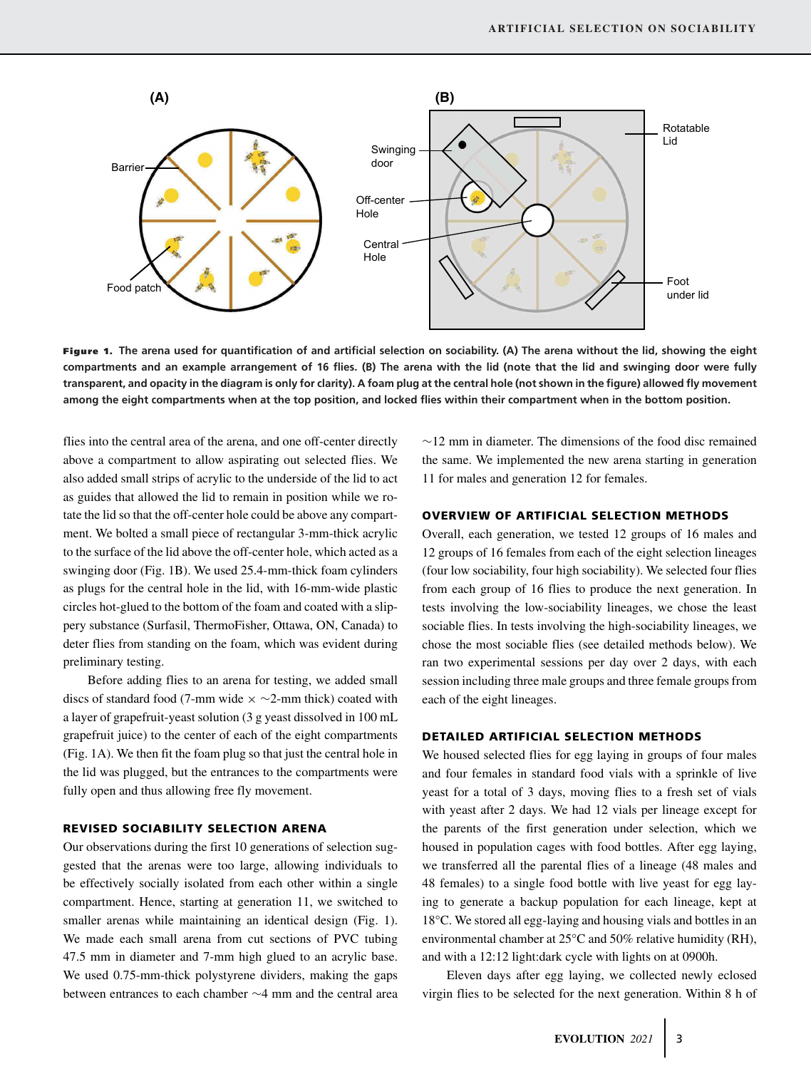**Figure 1.** The arena used for quantification of and artificial selection on sociability. (A) The arena without the lid, showing the eight compartments and an example arrangement of 16 flies. (B) The arena with the lid (note that the lid and swinging door were fully transparent, and opacity in the diagram is only for clarity). A foam plug at the central hole (not shown in the figure) allowed fly movement among the eight compartments when at the top position, and locked flies within their compartment when in the bottom position.

flies into the central area of the arena, and one off-center directly above a compartment to allow aspirating out selected flies. We also added small strips of acrylic to the underside of the lid to act as guides that allowed the lid to remain in position while we rotate the lid so that the off-center hole could be above any compartment. We bolted a small piece of rectangular 3-mm-thick acrylic to the surface of the lid above the off-center hole, which acted as a swinging door (Fig. 1B). We used 25.4-mm-thick foam cylinders as plugs for the central hole in the lid, with 16-mm-wide plastic circles hot-glued to the bottom of the foam and coated with a slippery substance (Surfasil, ThermoFisher, Ottawa, ON, Canada) to deter flies from standing on the foam, which was evident during preliminary testing.

Before adding flies to an arena for testing, we added small discs of standard food (7-mm wide × ~2-mm thick) coated with a layer of grapefruit-yeast solution (3 g yeast dissolved in 100 mL grapefruit juice) to the center of each of the eight compartments (Fig. 1A). We then fit the foam plug so that just the central hole in the lid was plugged, but the entrances to the compartments were fully open and thus allowing free fly movement.

### REVISED SOCIABILITY SELECTION ARENA

Our observations during the first 10 generations of selection suggested that the arenas were too large, allowing individuals to be effectively socially isolated from each other within a single compartment. Hence, starting at generation 11, we switched to smaller arenas while maintaining an identical design (Fig. 1). We made each small arena from cut sections of PVC tubing 47.5 mm in diameter and 7-mm high glued to an acrylic base. We used 0.75-mm-thick polystyrene dividers, making the gaps between entrances to each chamber ~4 mm and the central area ~12 mm in diameter. The dimensions of the food disc remained the same. We implemented the new arena starting in generation 11 for males and generation 12 for females.

### OVERVIEW OF ARTIFICIAL SELECTION METHODS

Overall, each generation, we tested 12 groups of 16 males and 12 groups of 16 females from each of the eight selection lineages (four low sociability, four high sociability). We selected four flies from each group of 16 flies to produce the next generation. In tests involving the low-sociability lineages, we chose the least sociable flies. In tests involving the high-sociability lineages, we chose the most sociable flies (see detailed methods below). We ran two experimental sessions per day over 2 days, with each session including three male groups and three female groups from each of the eight lineages.

### DETAILED ARTIFICIAL SELECTION METHODS

We housed selected flies for egg laying in groups of four males and four females in standard food vials with a sprinkle of live yeast for a total of 3 days, moving flies to a fresh set of vials with yeast after 2 days. We had 12 vials per lineage except for the parents of the first generation under selection, which we housed in population cages with food bottles. After egg laying, we transferred all the parental flies of a lineage (48 males and 48 females) to a single food bottle with live yeast for egg laying to generate a backup population for each lineage, kept at 18°C. We stored all egg-laying and housing vials and bottles in an environmental chamber at 25°C and 50% relative humidity (RH), and with a 12:12 light:dark cycle with lights on at 0900h.

Eleven days after egg laying, we collected newly eclosed virgin flies to be selected for the next generation. Within 8 h of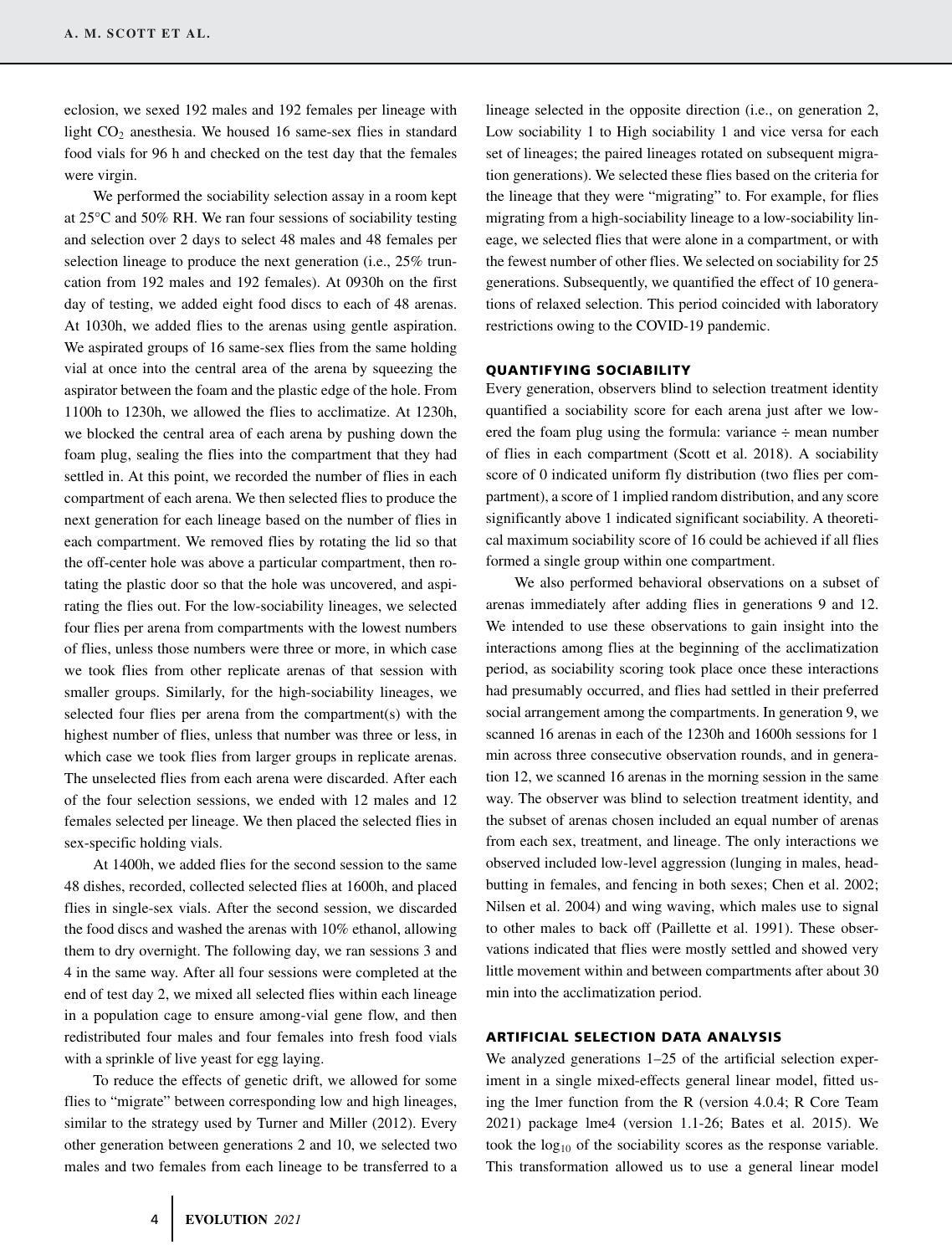eclosion, we sexed 192 males and 192 females per lineage with light $CO_2$ anesthesia. We housed 16 same-sex flies in standard food vials for 96 h and checked on the test day that the females were virgin.

We performed the sociability selection assay in a room kept at 25°C and 50% RH. We ran four sessions of sociability testing and selection over 2 days to select 48 males and 48 females per selection lineage to produce the next generation (i.e., 25% truncation from 192 males and 192 females). At 0930h on the first day of testing, we added eight food discs to each of 48 arenas. At 1030h, we added flies to the arenas using gentle aspiration. We aspirated groups of 16 same-sex flies from the same holding vial at once into the central area of the arena by squeezing the aspirator between the foam and the plastic edge of the hole. From 1100h to 1230h, we allowed the flies to acclimatize. At 1230h, we blocked the central area of each arena by pushing down the foam plug, sealing the flies into the compartment that they had settled in. At this point, we recorded the number of flies in each compartment of each arena. We then selected flies to produce the next generation for each lineage based on the number of flies in each compartment. We removed flies by rotating the lid so that the off-center hole was above a particular compartment, then rotating the plastic door so that the hole was uncovered, and aspirating the flies out. For the low-sociability lineages, we selected four flies per arena from compartments with the lowest numbers of flies, unless those numbers were three or more, in which case we took flies from other replicate arenas of that session with smaller groups. Similarly, for the high-sociability lineages, we selected four flies per arena from the compartment(s) with the highest number of flies, unless that number was three or less, in which case we took flies from larger groups in replicate arenas. The unselected flies from each arena were discarded. After each of the four selection sessions, we ended with 12 males and 12 females selected per lineage. We then placed the selected flies in sex-specific holding vials.

At 1400h, we added flies for the second session to the same 48 dishes, recorded, collected selected flies at 1600h, and placed flies in single-sex vials. After the second session, we discarded the food discs and washed the arenas with 10% ethanol, allowing them to dry overnight. The following day, we ran sessions 3 and 4 in the same way. After all four sessions were completed at the end of test day 2, we mixed all selected flies within each lineage in a population cage to ensure among-vial gene flow, and then redistributed four males and four females into fresh food vials with a sprinkle of live yeast for egg laying.

To reduce the effects of genetic drift, we allowed for some flies to "migrate" between corresponding low and high lineages, similar to the strategy used by Turner and Miller (2012). Every other generation between generations 2 and 10, we selected two males and two females from each lineage to be transferred to a lineage selected in the opposite direction (i.e., on generation 2, Low sociability 1 to High sociability 1 and vice versa for each set of lineages; the paired lineages rotated on subsequent migration generations). We selected these flies based on the criteria for the lineage that they were "migrating" to. For example, for flies migrating from a high-sociability lineage to a low-sociability lineage, we selected flies that were alone in a compartment, or with the fewest number of other flies. We selected on sociability for 25 generations. Subsequently, we quantified the effect of 10 generations of relaxed selection. This period coincided with laboratory restrictions owing to the COVID-19 pandemic.

## QUANTIFYING SOCIABILITY

Every generation, observers blind to selection treatment identity quantified a sociability score for each arena just after we lowered the foam plug using the formula: variance ÷ mean number of flies in each compartment (Scott et al. 2018). A sociability score of 0 indicated uniform fly distribution (two flies per compartment), a score of 1 implied random distribution, and any score significantly above 1 indicated significant sociability. A theoretical maximum sociability score of 16 could be achieved if all flies formed a single group within one compartment.

We also performed behavioral observations on a subset of arenas immediately after adding flies in generations 9 and 12. We intended to use these observations to gain insight into the interactions among flies at the beginning of the acclimatization period, as sociability scoring took place once these interactions had presumably occurred, and flies had settled in their preferred social arrangement among the compartments. In generation 9, we scanned 16 arenas in each of the 1230h and 1600h sessions for 1 min across three consecutive observation rounds, and in generation 12, we scanned 16 arenas in the morning session in the same way. The observer was blind to selection treatment identity, and the subset of arenas chosen included an equal number of arenas from each sex, treatment, and lineage. The only interactions we observed included low-level aggression (lunging in males, headbutting in females, and fencing in both sexes; Chen et al. 2002; Nilsen et al. 2004) and wing waving, which males use to signal to other males to back off (Paillette et al. 1991). These observations indicated that flies were mostly settled and showed very little movement within and between compartments after about 30 min into the acclimatization period.

## ARTIFICIAL SELECTION DATA ANALYSIS

We analyzed generations 1–25 of the artificial selection experiment in a single mixed-effects general linear model, fitted using the lmer function from the R (version 4.0.4; R Core Team 2021) package lme4 (version 1.1-26; Bates et al. 2015). We took the $\log_{10}$ of the sociability scores as the response variable. This transformation allowed us to use a general linear model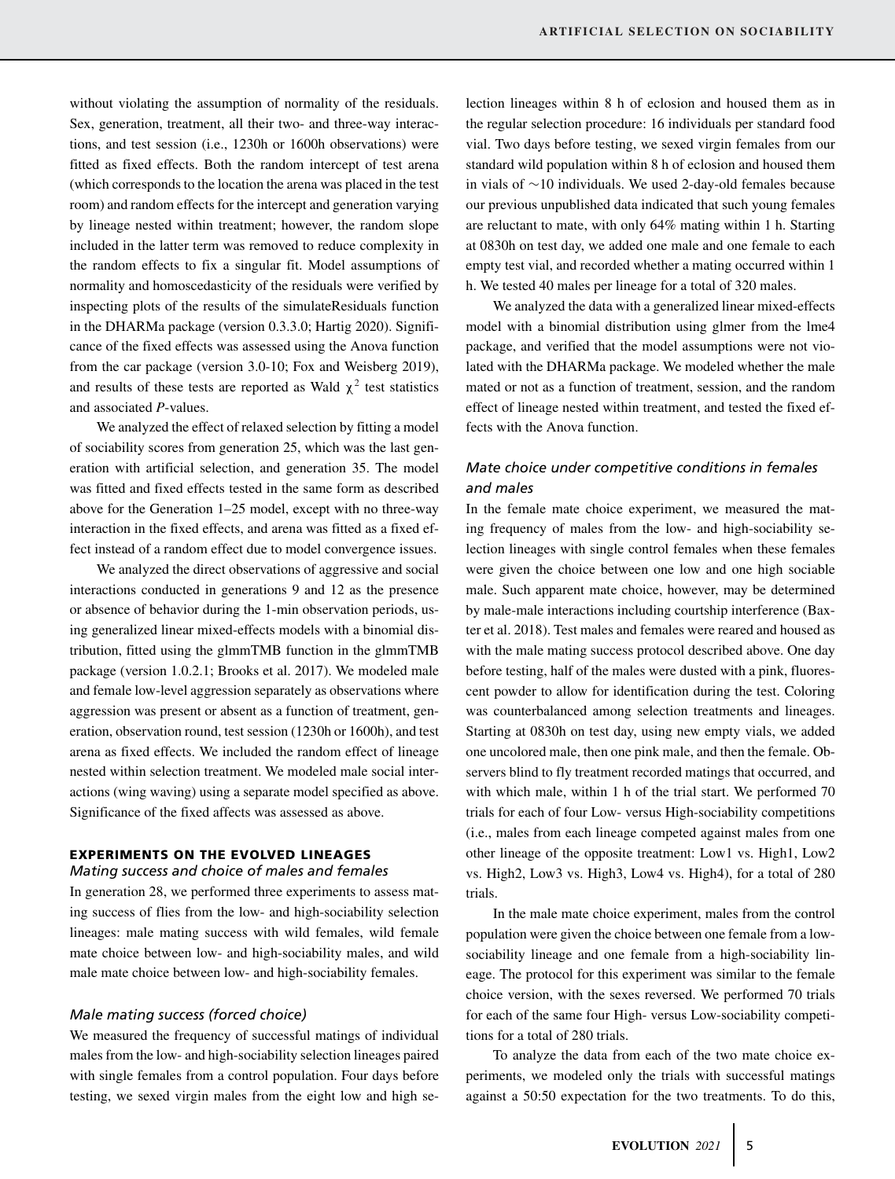without violating the assumption of normality of the residuals. Sex, generation, treatment, all their two- and three-way interactions, and test session (i.e., 1230h or 1600h observations) were fitted as fixed effects. Both the random intercept of test arena (which corresponds to the location the arena was placed in the test room) and random effects for the intercept and generation varying by lineage nested within treatment; however, the random slope included in the latter term was removed to reduce complexity in the random effects to fix a singular fit. Model assumptions of normality and homoscedasticity of the residuals were verified by inspecting plots of the results of the simulateResiduals function in the DHARMa package (version 0.3.3.0; Hartig 2020). Significance of the fixed effects was assessed using the Anova function from the car package (version 3.0-10; Fox and Weisberg 2019), and results of these tests are reported as Wald $\chi^2$ test statistics and associated *P*-values.

We analyzed the effect of relaxed selection by fitting a model of sociability scores from generation 25, which was the last generation with artificial selection, and generation 35. The model was fitted and fixed effects tested in the same form as described above for the Generation 1–25 model, except with no three-way interaction in the fixed effects, and arena was fitted as a fixed effect instead of a random effect due to model convergence issues.

We analyzed the direct observations of aggressive and social interactions conducted in generations 9 and 12 as the presence or absence of behavior during the 1-min observation periods, using generalized linear mixed-effects models with a binomial distribution, fitted using the glmmTMB function in the glmmTMB package (version 1.0.2.1; Brooks et al. 2017). We modeled male and female low-level aggression separately as observations where aggression was present or absent as a function of treatment, generation, observation round, test session (1230h or 1600h), and test arena as fixed effects. We included the random effect of lineage nested within selection treatment. We modeled male social interactions (wing waving) using a separate model specified as above. Significance of the fixed affects was assessed as above.

## EXPERIMENTS ON THE EVOLVED LINEAGES

### *Mating success and choice of males and females*

In generation 28, we performed three experiments to assess mating success of flies from the low- and high-sociability selection lineages: male mating success with wild females, wild female mate choice between low- and high-sociability males, and wild male mate choice between low- and high-sociability females.

### *Male mating success (forced choice)*

We measured the frequency of successful matings of individual males from the low- and high-sociability selection lineages paired with single females from a control population. Four days before testing, we sexed virgin males from the eight low and high selection lineages within 8 h of eclosion and housed them as in the regular selection procedure: 16 individuals per standard food vial. Two days before testing, we sexed virgin females from our standard wild population within 8 h of eclosion and housed them in vials of ~10 individuals. We used 2-day-old females because our previous unpublished data indicated that such young females are reluctant to mate, with only 64% mating within 1 h. Starting at 0830h on test day, we added one male and one female to each empty test vial, and recorded whether a mating occurred within 1 h. We tested 40 males per lineage for a total of 320 males.

We analyzed the data with a generalized linear mixed-effects model with a binomial distribution using glmer from the lme4 package, and verified that the model assumptions were not violated with the DHARMa package. We modeled whether the male mated or not as a function of treatment, session, and the random effect of lineage nested within treatment, and tested the fixed effects with the Anova function.

### *Mate choice under competitive conditions in females and males*

In the female mate choice experiment, we measured the mating frequency of males from the low- and high-sociability selection lineages with single control females when these females were given the choice between one low and one high sociable male. Such apparent mate choice, however, may be determined by male-male interactions including courtship interference (Baxter et al. 2018). Test males and females were reared and housed as with the male mating success protocol described above. One day before testing, half of the males were dusted with a pink, fluorescent powder to allow for identification during the test. Coloring was counterbalanced among selection treatments and lineages. Starting at 0830h on test day, using new empty vials, we added one uncolored male, then one pink male, and then the female. Observers blind to fly treatment recorded matings that occurred, and with which male, within 1 h of the trial start. We performed 70 trials for each of four Low- versus High-sociability competitions (i.e., males from each lineage competed against males from one other lineage of the opposite treatment: Low1 vs. High1, Low2 vs. High2, Low3 vs. High3, Low4 vs. High4), for a total of 280 trials.

In the male mate choice experiment, males from the control population were given the choice between one female from a low-sociability lineage and one female from a high-sociability lineage. The protocol for this experiment was similar to the female choice version, with the sexes reversed. We performed 70 trials for each of the same four High- versus Low-sociability competitions for a total of 280 trials.

To analyze the data from each of the two mate choice experiments, we modeled only the trials with successful matings against a 50:50 expectation for the two treatments. To do this,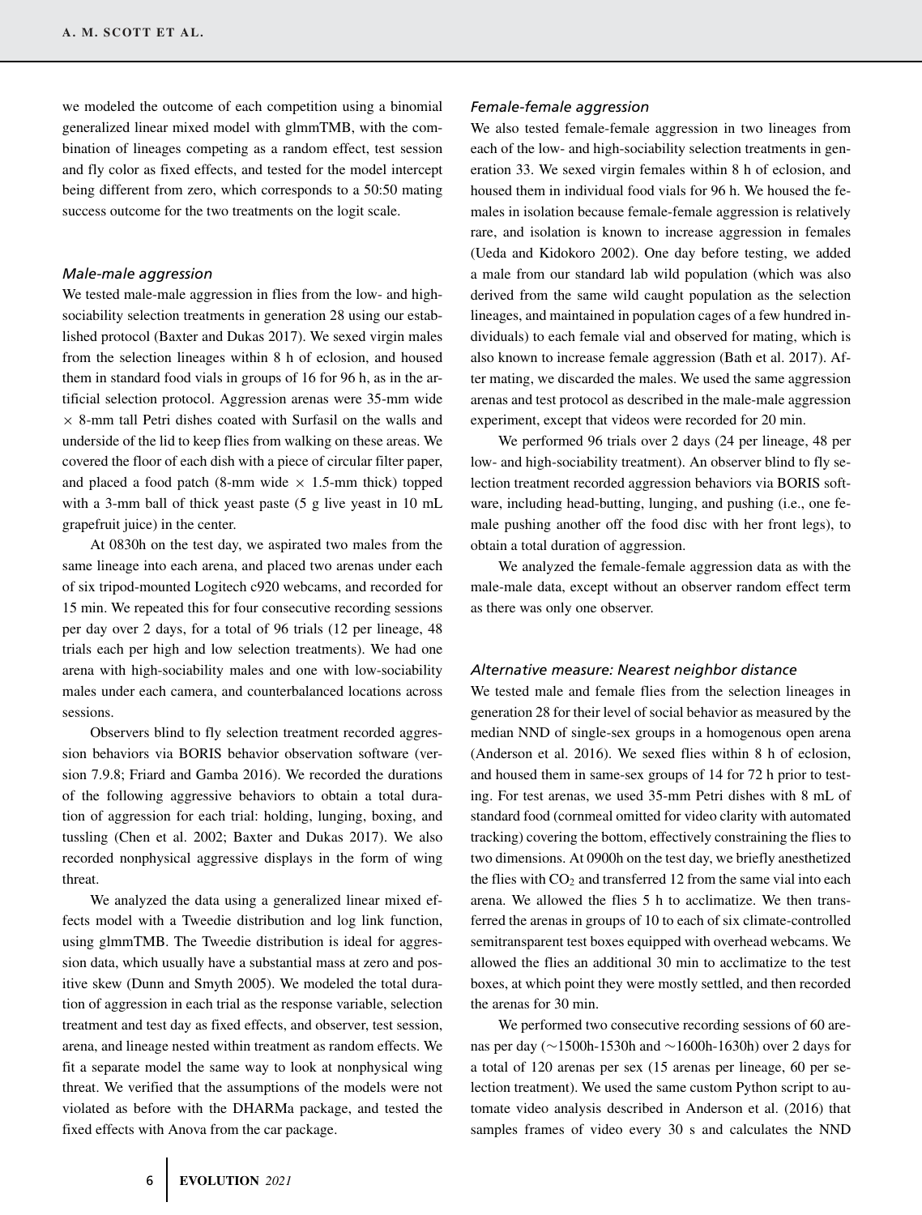we modeled the outcome of each competition using a binomial generalized linear mixed model with glmmTMB, with the combination of lineages competing as a random effect, test session and fly color as fixed effects, and tested for the model intercept being different from zero, which corresponds to a 50:50 mating success outcome for the two treatments on the logit scale.

### *Male-male aggression*

We tested male-male aggression in flies from the low- and high-sociability selection treatments in generation 28 using our established protocol (Baxter and Dukas 2017). We sexed virgin males from the selection lineages within 8 h of eclosion, and housed them in standard food vials in groups of 16 for 96 h, as in the artificial selection protocol. Aggression arenas were 35-mm wide × 8-mm tall Petri dishes coated with Surfasil on the walls and underside of the lid to keep flies from walking on these areas. We covered the floor of each dish with a piece of circular filter paper, and placed a food patch (8-mm wide × 1.5-mm thick) topped with a 3-mm ball of thick yeast paste (5 g live yeast in 10 mL grapefruit juice) in the center.

At 0830h on the test day, we aspirated two males from the same lineage into each arena, and placed two arenas under each of six tripod-mounted Logitech c920 webcams, and recorded for 15 min. We repeated this for four consecutive recording sessions per day over 2 days, for a total of 96 trials (12 per lineage, 48 trials each per high and low selection treatments). We had one arena with high-sociability males and one with low-sociability males under each camera, and counterbalanced locations across sessions.

Observers blind to fly selection treatment recorded aggression behaviors via BORIS behavior observation software (version 7.9.8; Friard and Gamba 2016). We recorded the durations of the following aggressive behaviors to obtain a total duration of aggression for each trial: holding, lunging, boxing, and tussling (Chen et al. 2002; Baxter and Dukas 2017). We also recorded nonphysical aggressive displays in the form of wing threat.

We analyzed the data using a generalized linear mixed effects model with a Tweedie distribution and log link function, using glmmTMB. The Tweedie distribution is ideal for aggression data, which usually have a substantial mass at zero and positive skew (Dunn and Smyth 2005). We modeled the total duration of aggression in each trial as the response variable, selection treatment and test day as fixed effects, and observer, test session, arena, and lineage nested within treatment as random effects. We fit a separate model the same way to look at nonphysical wing threat. We verified that the assumptions of the models were not violated as before with the DHARMa package, and tested the fixed effects with Anova from the car package.

### *Female-female aggression*

We also tested female-female aggression in two lineages from each of the low- and high-sociability selection treatments in generation 33. We sexed virgin females within 8 h of eclosion, and housed them in individual food vials for 96 h. We housed the females in isolation because female-female aggression is relatively rare, and isolation is known to increase aggression in females (Ueda and Kidokoro 2002). One day before testing, we added a male from our standard lab wild population (which was also derived from the same wild caught population as the selection lineages, and maintained in population cages of a few hundred individuals) to each female vial and observed for mating, which is also known to increase female aggression (Bath et al. 2017). After mating, we discarded the males. We used the same aggression arenas and test protocol as described in the male-male aggression experiment, except that videos were recorded for 20 min.

We performed 96 trials over 2 days (24 per lineage, 48 per low- and high-sociability treatment). An observer blind to fly selection treatment recorded aggression behaviors via BORIS software, including head-butting, lunging, and pushing (i.e., one female pushing another off the food disc with her front legs), to obtain a total duration of aggression.

We analyzed the female-female aggression data as with the male-male data, except without an observer random effect term as there was only one observer.

### *Alternative measure: Nearest neighbor distance*

We tested male and female flies from the selection lineages in generation 28 for their level of social behavior as measured by the median NND of single-sex groups in a homogenous open arena (Anderson et al. 2016). We sexed flies within 8 h of eclosion, and housed them in same-sex groups of 14 for 72 h prior to testing. For test arenas, we used 35-mm Petri dishes with 8 mL of standard food (cornmeal omitted for video clarity with automated tracking) covering the bottom, effectively constraining the flies to two dimensions. At 0900h on the test day, we briefly anesthetized the flies with $CO_2$ and transferred 12 from the same vial into each arena. We allowed the flies 5 h to acclimatize. We then transferred the arenas in groups of 10 to each of six climate-controlled semitransparent test boxes equipped with overhead webcams. We allowed the flies an additional 30 min to acclimatize to the test boxes, at which point they were mostly settled, and then recorded the arenas for 30 min.

We performed two consecutive recording sessions of 60 arenas per day (~1500h-1530h and ~1600h-1630h) over 2 days for a total of 120 arenas per sex (15 arenas per lineage, 60 per selection treatment). We used the same custom Python script to automate video analysis described in Anderson et al. (2016) that samples frames of video every 30 s and calculates the NND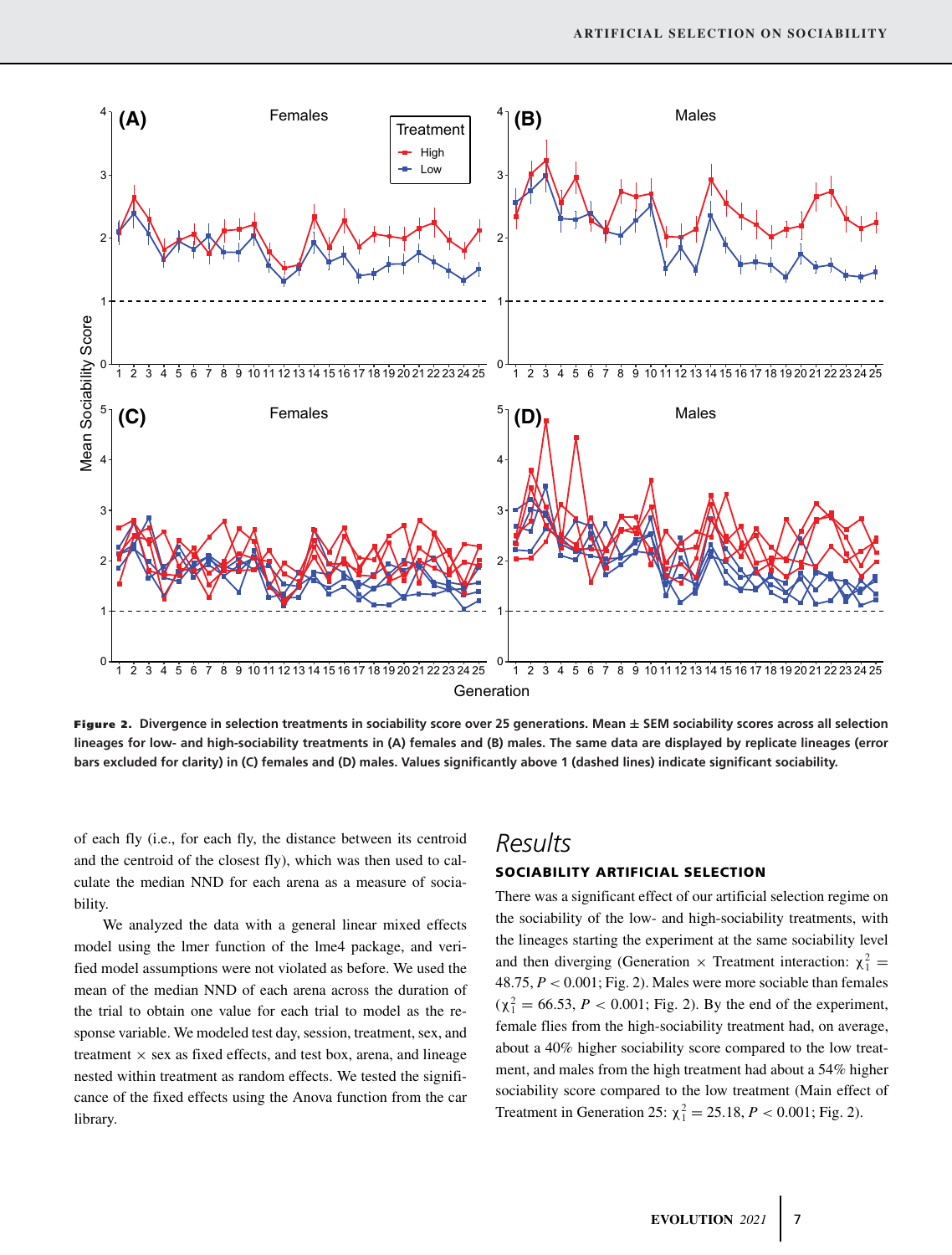**Figure 2.** **Divergence in selection treatments in sociability score over 25 generations. Mean ± SEM sociability scores across all selection lineages for low- and high-sociability treatments in (A) females and (B) males. The same data are displayed by replicate lineages (error bars excluded for clarity) in (C) females and (D) males. Values significantly above 1 (dashed lines) indicate significant sociability.**

of each fly (i.e., for each fly, the distance between its centroid and the centroid of the closest fly), which was then used to calculate the median NND for each arena as a measure of sociability.

We analyzed the data with a general linear mixed effects model using the lmer function of the lme4 package, and verified model assumptions were not violated as before. We used the mean of the median NND of each arena across the duration of the trial to obtain one value for each trial to model as the response variable. We modeled test day, session, treatment, sex, and treatment × sex as fixed effects, and test box, arena, and lineage nested within treatment as random effects. We tested the significance of the fixed effects using the Anova function from the car library.

# Results

## SOCIABILITY ARTIFICIAL SELECTION

There was a significant effect of our artificial selection regime on the sociability of the low- and high-sociability treatments, with the lineages starting the experiment at the same sociability level and then diverging (Generation × Treatment interaction: $\chi^2_1 = 48.75$, $P < 0.001$; Fig. 2). Males were more sociable than females ($\chi^2_1 = 66.53$, $P < 0.001$; Fig. 2). By the end of the experiment, female flies from the high-sociability treatment had, on average, about a 40% higher sociability score compared to the low treatment, and males from the high treatment had about a 54% higher sociability score compared to the low treatment (Main effect of Treatment in Generation 25: $\chi^2_1 = 25.18$, $P < 0.001$; Fig. 2).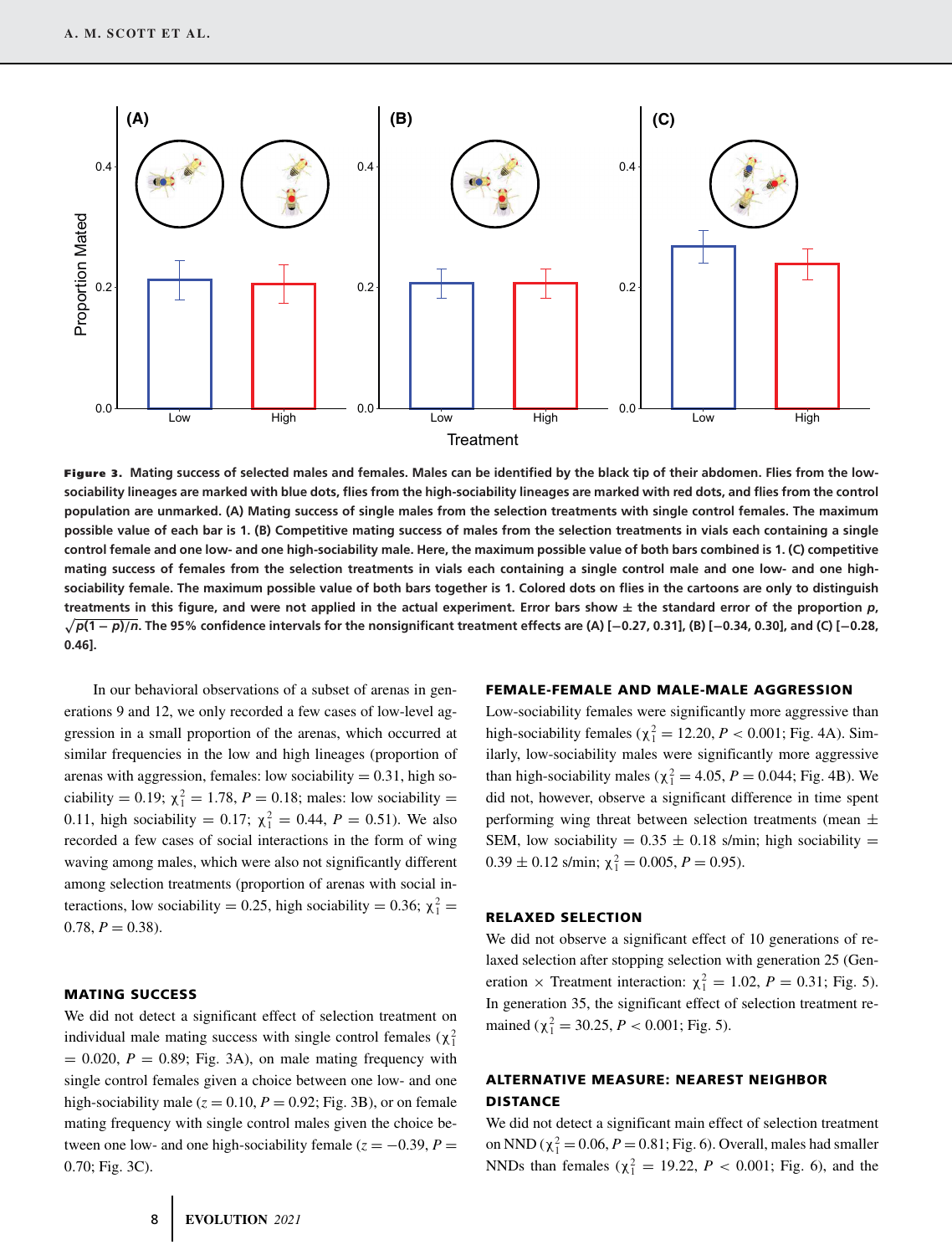**Figure 3.** Mating success of selected males and females. Males can be identified by the black tip of their abdomen. Flies from the low-sociability lineages are marked with blue dots, flies from the high-sociability lineages are marked with red dots, and flies from the control population are unmarked. (A) Mating success of single males from the selection treatments with single control females. The maximum possible value of each bar is 1. (B) Competitive mating success of males from the selection treatments in vials each containing a single control female and one low- and one high-sociability male. Here, the maximum possible value of both bars combined is 1. (C) competitive mating success of females from the selection treatments in vials each containing a single control male and one low- and one high-sociability female. The maximum possible value of both bars together is 1. Colored dots on flies in the cartoons are only to distinguish treatments in this figure, and were not applied in the actual experiment. Error bars show ± the standard error of the proportion $p$, $\sqrt{p(1-p)/n}$. The 95% confidence intervals for the nonsignificant treatment effects are (A) [−0.27, 0.31], (B) [−0.34, 0.30], and (C) [−0.28, 0.46].

In our behavioral observations of a subset of arenas in generations 9 and 12, we only recorded a few cases of low-level aggression in a small proportion of the arenas, which occurred at similar frequencies in the low and high lineages (proportion of arenas with aggression, females: low sociability = 0.31, high sociability = 0.19; $\chi^2_1 = 1.78$, $P = 0.18$; males: low sociability = 0.11, high sociability = 0.17; $\chi^2_1 = 0.44$, $P = 0.51$). We also recorded a few cases of social interactions in the form of wing waving among males, which were also not significantly different among selection treatments (proportion of arenas with social interactions, low sociability = 0.25, high sociability = 0.36; $\chi^2_1 = 0.78$, $P = 0.38$).

### MATING SUCCESS

We did not detect a significant effect of selection treatment on individual male mating success with single control females ($\chi^2_1 = 0.020$, $P = 0.89$; Fig. 3A), on male mating frequency with single control females given a choice between one low- and one high-sociability male ($z = 0.10$, $P = 0.92$; Fig. 3B), or on female mating frequency with single control males given the choice between one low- and one high-sociability female ($z = -0.39$, $P = 0.70$; Fig. 3C).

### FEMALE-FEMALE AND MALE-MALE AGGRESSION

Low-sociability females were significantly more aggressive than high-sociability females ($\chi^2_1 = 12.20$, $P < 0.001$; Fig. 4A). Similarly, low-sociability males were significantly more aggressive than high-sociability males ($\chi^2_1 = 4.05$, $P = 0.044$; Fig. 4B). We did not, however, observe a significant difference in time spent performing wing threat between selection treatments (mean ± SEM, low sociability = 0.35 ± 0.18 s/min; high sociability = 0.39 ± 0.12 s/min; $\chi^2_1 = 0.005$, $P = 0.95$).

### RELAXED SELECTION

We did not observe a significant effect of 10 generations of relaxed selection after stopping selection with generation 25 (Generation × Treatment interaction: $\chi^2_1 = 1.02$, $P = 0.31$; Fig. 5). In generation 35, the significant effect of selection treatment remained ($\chi^2_1 = 30.25$, $P < 0.001$; Fig. 5).

### ALTERNATIVE MEASURE: NEAREST NEIGHBOR DISTANCE

We did not detect a significant main effect of selection treatment on NND ($\chi^2_1 = 0.06$, $P = 0.81$; Fig. 6). Overall, males had smaller NNDs than females ($\chi^2_1 = 19.22$, $P < 0.001$; Fig. 6), and the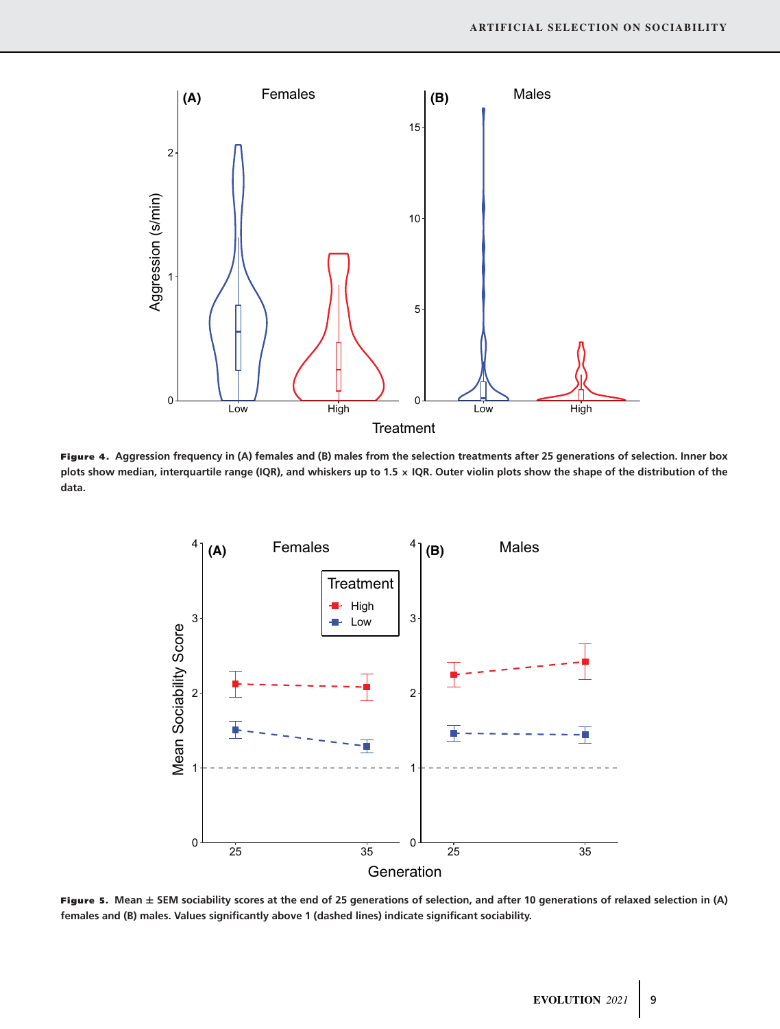**Figure 4.** Aggression frequency in (A) females and (B) males from the selection treatments after 25 generations of selection. Inner box plots show median, interquartile range (IQR), and whiskers up to 1.5 × IQR. Outer violin plots show the shape of the distribution of the data.

**Figure 5.** Mean ± SEM sociability scores at the end of 25 generations of selection, and after 10 generations of relaxed selection in (A) females and (B) males. Values significantly above 1 (dashed lines) indicate significant sociability.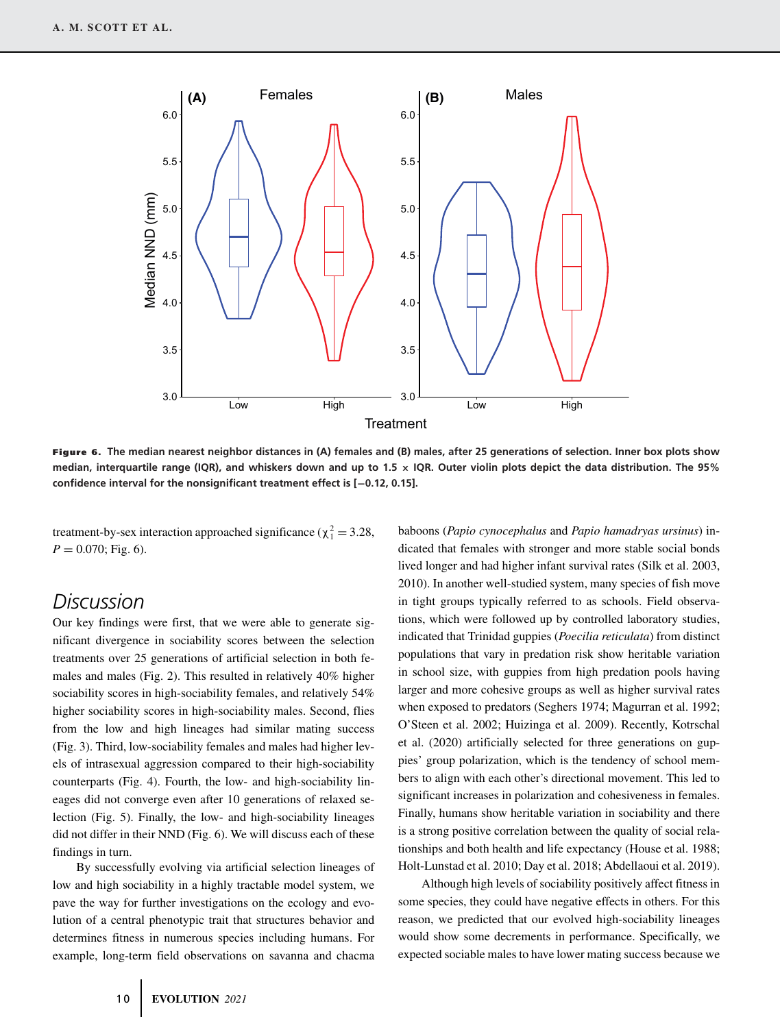**Figure 6.** The median nearest neighbor distances in (A) females and (B) males, after 25 generations of selection. Inner box plots show median, interquartile range (IQR), and whiskers down and up to 1.5 × IQR. Outer violin plots depict the data distribution. The 95% confidence interval for the nonsignificant treatment effect is [−0.12, 0.15].

treatment-by-sex interaction approached significance ($\chi^2_1 = 3.28$, $P = 0.070$; Fig. 6).

## Discussion

Our key findings were first, that we were able to generate significant divergence in sociability scores between the selection treatments over 25 generations of artificial selection in both females and males (Fig. 2). This resulted in relatively 40% higher sociability scores in high-sociability females, and relatively 54% higher sociability scores in high-sociability males. Second, flies from the low and high lineages had similar mating success (Fig. 3). Third, low-sociability females and males had higher levels of intrasexual aggression compared to their high-sociability counterparts (Fig. 4). Fourth, the low- and high-sociability lineages did not converge even after 10 generations of relaxed selection (Fig. 5). Finally, the low- and high-sociability lineages did not differ in their NND (Fig. 6). We will discuss each of these findings in turn.

By successfully evolving via artificial selection lineages of low and high sociability in a highly tractable model system, we pave the way for further investigations on the ecology and evolution of a central phenotypic trait that structures behavior and determines fitness in numerous species including humans. For example, long-term field observations on savanna and chacma baboons (*Papio cynocephalus* and *Papio hamadryas ursinus*) indicated that females with stronger and more stable social bonds lived longer and had higher infant survival rates (Silk et al. 2003, 2010). In another well-studied system, many species of fish move in tight groups typically referred to as schools. Field observations, which were followed up by controlled laboratory studies, indicated that Trinidad guppies (*Poecilia reticulata*) from distinct populations that vary in predation risk show heritable variation in school size, with guppies from high predation pools having larger and more cohesive groups as well as higher survival rates when exposed to predators (Seghers 1974; Magurran et al. 1992; O'Steen et al. 2002; Huizinga et al. 2009). Recently, Kotrschal et al. (2020) artificially selected for three generations on guppies' group polarization, which is the tendency of school members to align with each other's directional movement. This led to significant increases in polarization and cohesiveness in females. Finally, humans show heritable variation in sociability and there is a strong positive correlation between the quality of social relationships and both health and life expectancy (House et al. 1988; Holt-Lunstad et al. 2010; Day et al. 2018; Abdellaoui et al. 2019).

Although high levels of sociability positively affect fitness in some species, they could have negative effects in others. For this reason, we predicted that our evolved high-sociability lineages would show some decrements in performance. Specifically, we expected sociable males to have lower mating success because we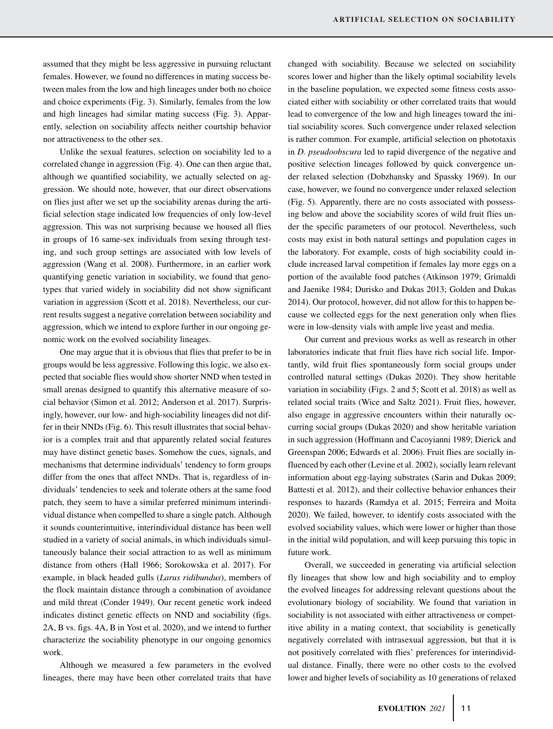assumed that they might be less aggressive in pursuing reluctant females. However, we found no differences in mating success between males from the low and high lineages under both no choice and choice experiments (Fig. 3). Similarly, females from the low and high lineages had similar mating success (Fig. 3). Apparently, selection on sociability affects neither courtship behavior nor attractiveness to the other sex.

Unlike the sexual features, selection on sociability led to a correlated change in aggression (Fig. 4). One can then argue that, although we quantified sociability, we actually selected on aggression. We should note, however, that our direct observations on flies just after we set up the sociability arenas during the artificial selection stage indicated low frequencies of only low-level aggression. This was not surprising because we housed all flies in groups of 16 same-sex individuals from sexing through testing, and such group settings are associated with low levels of aggression (Wang et al. 2008). Furthermore, in an earlier work quantifying genetic variation in sociability, we found that genotypes that varied widely in sociability did not show significant variation in aggression (Scott et al. 2018). Nevertheless, our current results suggest a negative correlation between sociability and aggression, which we intend to explore further in our ongoing genomic work on the evolved sociability lineages.

One may argue that it is obvious that flies that prefer to be in groups would be less aggressive. Following this logic, we also expected that sociable flies would show shorter NND when tested in small arenas designed to quantify this alternative measure of social behavior (Simon et al. 2012; Anderson et al. 2017). Surprisingly, however, our low- and high-sociability lineages did not differ in their NNDs (Fig. 6). This result illustrates that social behavior is a complex trait and that apparently related social features may have distinct genetic bases. Somehow the cues, signals, and mechanisms that determine individuals' tendency to form groups differ from the ones that affect NNDs. That is, regardless of individuals' tendencies to seek and tolerate others at the same food patch, they seem to have a similar preferred minimum interindividual distance when compelled to share a single patch. Although it sounds counterintuitive, interindividual distance has been well studied in a variety of social animals, in which individuals simultaneously balance their social attraction to as well as minimum distance from others (Hall 1966; Sorokowska et al. 2017). For example, in black headed gulls (*Larus ridibundus*), members of the flock maintain distance through a combination of avoidance and mild threat (Conder 1949). Our recent genetic work indeed indicates distinct genetic effects on NND and sociability (figs. 2A, B vs. figs. 4A, B in Yost et al. 2020), and we intend to further characterize the sociability phenotype in our ongoing genomics work.

Although we measured a few parameters in the evolved lineages, there may have been other correlated traits that have changed with sociability. Because we selected on sociability scores lower and higher than the likely optimal sociability levels in the baseline population, we expected some fitness costs associated either with sociability or other correlated traits that would lead to convergence of the low and high lineages toward the initial sociability scores. Such convergence under relaxed selection is rather common. For example, artificial selection on phototaxis in *D. pseudoobscura* led to rapid divergence of the negative and positive selection lineages followed by quick convergence under relaxed selection (Dobzhansky and Spassky 1969). In our case, however, we found no convergence under relaxed selection (Fig. 5). Apparently, there are no costs associated with possessing below and above the sociability scores of wild fruit flies under the specific parameters of our protocol. Nevertheless, such costs may exist in both natural settings and population cages in the laboratory. For example, costs of high sociability could include increased larval competition if females lay more eggs on a portion of the available food patches (Atkinson 1979; Grimaldi and Jaenike 1984; Durisko and Dukas 2013; Golden and Dukas 2014). Our protocol, however, did not allow for this to happen because we collected eggs for the next generation only when flies were in low-density vials with ample live yeast and media.

Our current and previous works as well as research in other laboratories indicate that fruit flies have rich social life. Importantly, wild fruit flies spontaneously form social groups under controlled natural settings (Dukas 2020). They show heritable variation in sociability (Figs. 2 and 5; Scott et al. 2018) as well as related social traits (Wice and Saltz 2021). Fruit flies, however, also engage in aggressive encounters within their naturally occurring social groups (Dukas 2020) and show heritable variation in such aggression (Hoffmann and Cacoyianni 1989; Dierick and Greenspan 2006; Edwards et al. 2006). Fruit flies are socially influenced by each other (Levine et al. 2002), socially learn relevant information about egg-laying substrates (Sarin and Dukas 2009; Battesti et al. 2012), and their collective behavior enhances their responses to hazards (Ramdya et al. 2015; Ferreira and Moita 2020). We failed, however, to identify costs associated with the evolved sociability values, which were lower or higher than those in the initial wild population, and will keep pursuing this topic in future work.

Overall, we succeeded in generating via artificial selection fly lineages that show low and high sociability and to employ the evolved lineages for addressing relevant questions about the evolutionary biology of sociability. We found that variation in sociability is not associated with either attractiveness or competitive ability in a mating context, that sociability is genetically negatively correlated with intrasexual aggression, but that it is not positively correlated with flies' preferences for interindividual distance. Finally, there were no other costs to the evolved lower and higher levels of sociability as 10 generations of relaxed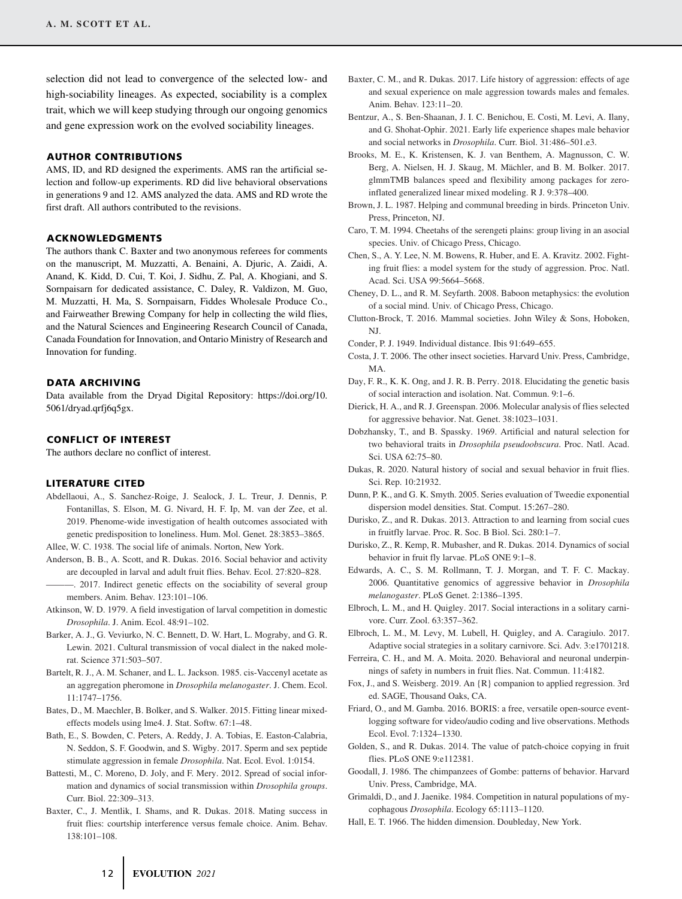selection did not lead to convergence of the selected low- and high-sociability lineages. As expected, sociability is a complex trait, which we will keep studying through our ongoing genomics and gene expression work on the evolved sociability lineages.

## AUTHOR CONTRIBUTIONS

AMS, ID, and RD designed the experiments. AMS ran the artificial selection and follow-up experiments. RD did live behavioral observations in generations 9 and 12. AMS analyzed the data. AMS and RD wrote the first draft. All authors contributed to the revisions.

## ACKNOWLEDGMENTS

The authors thank C. Baxter and two anonymous referees for comments on the manuscript, M. Muzzatti, A. Benaini, A. Djuric, A. Zaidi, A. Anand, K. Kidd, D. Cui, T. Koi, J. Sidhu, Z. Pal, A. Khogiani, and S. Sornpaisarn for dedicated assistance, C. Daley, R. Valdizon, M. Guo, M. Muzzatti, H. Ma, S. Sornpaisarn, Fiddes Wholesale Produce Co., and Fairweather Brewing Company for help in collecting the wild flies, and the Natural Sciences and Engineering Research Council of Canada, Canada Foundation for Innovation, and Ontario Ministry of Research and Innovation for funding.

## DATA ARCHIVING

Data available from the Dryad Digital Repository: https://doi.org/10.5061/dryad.qrfj6q5gx.

## CONFLICT OF INTEREST

The authors declare no conflict of interest.

## LITERATURE CITED

Abdellaoui, A., S. Sanchez-Roige, J. Sealock, J. L. Treur, J. Dennis, P. Fontanillas, S. Elson, M. G. Nivard, H. F. Ip, M. van der Zee, et al. 2019. Phenome-wide investigation of health outcomes associated with genetic predisposition to loneliness. Hum. Mol. Genet. 28:3853–3865.

Allee, W. C. 1938. The social life of animals. Norton, New York.

Anderson, B. B., A. Scott, and R. Dukas. 2016. Social behavior and activity are decoupled in larval and adult fruit flies. Behav. Ecol. 27:820–828.

———. 2017. Indirect genetic effects on the sociability of several group members. Anim. Behav. 123:101–106.

Atkinson, W. D. 1979. A field investigation of larval competition in domestic *Drosophila*. J. Anim. Ecol. 48:91–102.

Barker, A. J., G. Veviurko, N. C. Bennett, D. W. Hart, L. Mograby, and G. R. Lewin. 2021. Cultural transmission of vocal dialect in the naked mole-rat. Science 371:503–507.

Bartelt, R. J., A. M. Schaner, and L. L. Jackson. 1985. cis-Vaccenyl acetate as an aggregation pheromone in *Drosophila melanogaster*. J. Chem. Ecol. 11:1747–1756.

Bates, D., M. Maechler, B. Bolker, and S. Walker. 2015. Fitting linear mixed-effects models using lme4. J. Stat. Softw. 67:1–48.

Bath, E., S. Bowden, C. Peters, A. Reddy, J. A. Tobias, E. Easton-Calabria, N. Seddon, S. F. Goodwin, and S. Wigby. 2017. Sperm and sex peptide stimulate aggression in female *Drosophila*. Nat. Ecol. Evol. 1:0154.

Battesti, M., C. Moreno, D. Joly, and F. Mery. 2012. Spread of social information and dynamics of social transmission within *Drosophila groups*. Curr. Biol. 22:309–313.

Baxter, C., J. Mentlik, I. Shams, and R. Dukas. 2018. Mating success in fruit flies: courtship interference versus female choice. Anim. Behav. 138:101–108.

Baxter, C. M., and R. Dukas. 2017. Life history of aggression: effects of age and sexual experience on male aggression towards males and females. Anim. Behav. 123:11–20.

Bentzur, A., S. Ben-Shaanan, J. I. C. Benichou, E. Costi, M. Levi, A. Ilany, and G. Shohat-Ophir. 2021. Early life experience shapes male behavior and social networks in *Drosophila*. Curr. Biol. 31:486–501.e3.

Brooks, M. E., K. Kristensen, K. J. van Benthem, A. Magnusson, C. W. Berg, A. Nielsen, H. J. Skaug, M. Mächler, and B. M. Bolker. 2017. glmmTMB balances speed and flexibility among packages for zero-inflated generalized linear mixed modeling. R J. 9:378–400.

Brown, J. L. 1987. Helping and communal breeding in birds. Princeton Univ. Press, Princeton, NJ.

Caro, T. M. 1994. Cheetahs of the serengeti plains: group living in an asocial species. Univ. of Chicago Press, Chicago.

Chen, S., A. Y. Lee, N. M. Bowens, R. Huber, and E. A. Kravitz. 2002. Fighting fruit flies: a model system for the study of aggression. Proc. Natl. Acad. Sci. USA 99:5664–5668.

Cheney, D. L., and R. M. Seyfarth. 2008. Baboon metaphysics: the evolution of a social mind. Univ. of Chicago Press, Chicago.

Clutton-Brock, T. 2016. Mammal societies. John Wiley & Sons, Hoboken, NJ.

Conder, P. J. 1949. Individual distance. Ibis 91:649–655.

Costa, J. T. 2006. The other insect societies. Harvard Univ. Press, Cambridge, MA.

Day, F. R., K. K. Ong, and J. R. B. Perry. 2018. Elucidating the genetic basis of social interaction and isolation. Nat. Commun. 9:1–6.

Dierick, H. A., and R. J. Greenspan. 2006. Molecular analysis of flies selected for aggressive behavior. Nat. Genet. 38:1023–1031.

Dobzhansky, T., and B. Spassky. 1969. Artificial and natural selection for two behavioral traits in *Drosophila pseudoobscura*. Proc. Natl. Acad. Sci. USA 62:75–80.

Dukas, R. 2020. Natural history of social and sexual behavior in fruit flies. Sci. Rep. 10:21932.

Dunn, P. K., and G. K. Smyth. 2005. Series evaluation of Tweedie exponential dispersion model densities. Stat. Comput. 15:267–280.

Durisko, Z., and R. Dukas. 2013. Attraction to and learning from social cues in fruitfly larvae. Proc. R. Soc. B Biol. Sci. 280:1–7.

Durisko, Z., R. Kemp, R. Mubasher, and R. Dukas. 2014. Dynamics of social behavior in fruit fly larvae. PLoS ONE 9:1–8.

Edwards, A. C., S. M. Rollmann, T. J. Morgan, and T. F. C. Mackay. 2006. Quantitative genomics of aggressive behavior in *Drosophila melanogaster*. PLoS Genet. 2:1386–1395.

Elbroch, L. M., and H. Quigley. 2017. Social interactions in a solitary carnivore. Curr. Zool. 63:357–362.

Elbroch, L. M., M. Levy, M. Lubell, H. Quigley, and A. Caragiulo. 2017. Adaptive social strategies in a solitary carnivore. Sci. Adv. 3:e1701218.

Ferreira, C. H., and M. A. Moita. 2020. Behavioral and neuronal underpinnings of safety in numbers in fruit flies. Nat. Commun. 11:4182.

Fox, J., and S. Weisberg. 2019. An {R} companion to applied regression. 3rd ed. SAGE, Thousand Oaks, CA.

Friard, O., and M. Gamba. 2016. BORIS: a free, versatile open-source event-logging software for video/audio coding and live observations. Methods Ecol. Evol. 7:1324–1330.

Golden, S., and R. Dukas. 2014. The value of patch-choice copying in fruit flies. PLoS ONE 9:e112381.

Goodall, J. 1986. The chimpanzees of Gombe: patterns of behavior. Harvard Univ. Press, Cambridge, MA.

Grimaldi, D., and J. Jaenike. 1984. Competition in natural populations of mycophagous *Drosophila*. Ecology 65:1113–1120.

Hall, E. T. 1966. The hidden dimension. Doubleday, New York.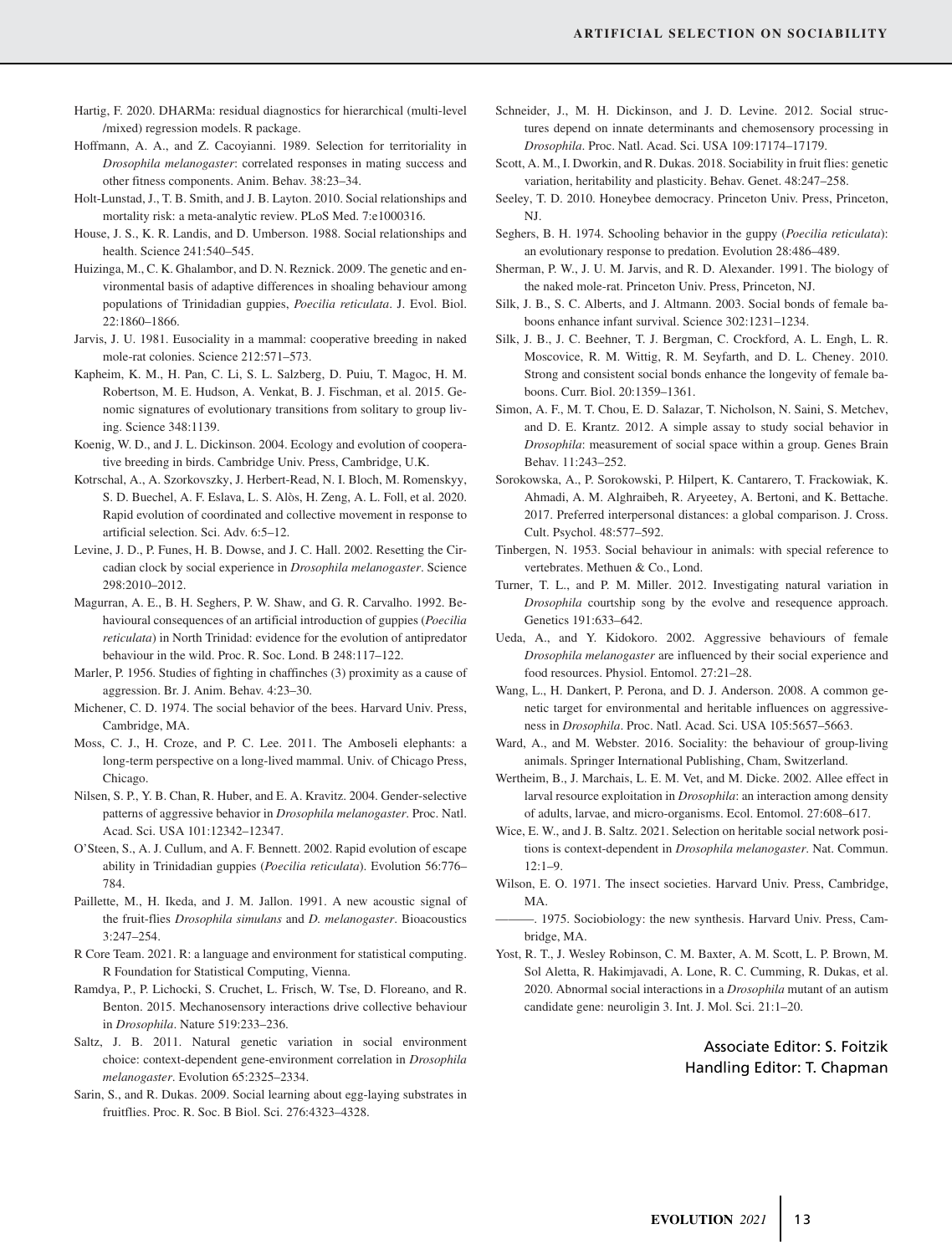Hartig, F. 2020. DHARMa: residual diagnostics for hierarchical (multi-level /mixed) regression models. R package.

Hoffmann, A. A., and Z. Cacoyianni. 1989. Selection for territoriality in *Drosophila melanogaster*: correlated responses in mating success and other fitness components. Anim. Behav. 38:23–34.

Holt-Lunstad, J., T. B. Smith, and J. B. Layton. 2010. Social relationships and mortality risk: a meta-analytic review. PLoS Med. 7:e1000316.

House, J. S., K. R. Landis, and D. Umberson. 1988. Social relationships and health. Science 241:540–545.

Huizinga, M., C. K. Ghalambor, and D. N. Reznick. 2009. The genetic and environmental basis of adaptive differences in shoaling behaviour among populations of Trinidadian guppies, *Poecilia reticulata*. J. Evol. Biol. 22:1860–1866.

Jarvis, J. U. 1981. Eusociality in a mammal: cooperative breeding in naked mole-rat colonies. Science 212:571–573.

Kapheim, K. M., H. Pan, C. Li, S. L. Salzberg, D. Puiu, T. Magoc, H. M. Robertson, M. E. Hudson, A. Venkat, B. J. Fischman, et al. 2015. Genomic signatures of evolutionary transitions from solitary to group living. Science 348:1139.

Koenig, W. D., and J. L. Dickinson. 2004. Ecology and evolution of cooperative breeding in birds. Cambridge Univ. Press, Cambridge, U.K.

Kotrschal, A., A. Szorkovszky, J. Herbert-Read, N. I. Bloch, M. Romenskyy, S. D. Buechel, A. F. Eslava, L. S. Alòs, H. Zeng, A. L. Foll, et al. 2020. Rapid evolution of coordinated and collective movement in response to artificial selection. Sci. Adv. 6:5–12.

Levine, J. D., P. Funes, H. B. Dowse, and J. C. Hall. 2002. Resetting the Circadian clock by social experience in *Drosophila melanogaster*. Science 298:2010–2012.

Magurran, A. E., B. H. Seghers, P. W. Shaw, and G. R. Carvalho. 1992. Behavioural consequences of an artificial introduction of guppies (*Poecilia reticulata*) in North Trinidad: evidence for the evolution of antipredator behaviour in the wild. Proc. R. Soc. Lond. B 248:117–122.

Marler, P. 1956. Studies of fighting in chaffinches (3) proximity as a cause of aggression. Br. J. Anim. Behav. 4:23–30.

Michener, C. D. 1974. The social behavior of the bees. Harvard Univ. Press, Cambridge, MA.

Moss, C. J., H. Croze, and P. C. Lee. 2011. The Amboseli elephants: a long-term perspective on a long-lived mammal. Univ. of Chicago Press, Chicago.

Nilsen, S. P., Y. B. Chan, R. Huber, and E. A. Kravitz. 2004. Gender-selective patterns of aggressive behavior in *Drosophila melanogaster*. Proc. Natl. Acad. Sci. USA 101:12342–12347.

O'Steen, S., A. J. Cullum, and A. F. Bennett. 2002. Rapid evolution of escape ability in Trinidadian guppies (*Poecilia reticulata*). Evolution 56:776–784.

Paillette, M., H. Ikeda, and J. M. Jallon. 1991. A new acoustic signal of the fruit-flies *Drosophila simulans* and *D. melanogaster*. Bioacoustics 3:247–254.

R Core Team. 2021. R: a language and environment for statistical computing. R Foundation for Statistical Computing, Vienna.

Ramdya, P., P. Lichocki, S. Cruchet, L. Frisch, W. Tse, D. Floreano, and R. Benton. 2015. Mechanosensory interactions drive collective behaviour in *Drosophila*. Nature 519:233–236.

Saltz, J. B. 2011. Natural genetic variation in social environment choice: context-dependent gene-environment correlation in *Drosophila melanogaster*. Evolution 65:2325–2334.

Sarin, S., and R. Dukas. 2009. Social learning about egg-laying substrates in fruitflies. Proc. R. Soc. B Biol. Sci. 276:4323–4328.

Schneider, J., M. H. Dickinson, and J. D. Levine. 2012. Social structures depend on innate determinants and chemosensory processing in *Drosophila*. Proc. Natl. Acad. Sci. USA 109:17174–17179.

Scott, A. M., I. Dworkin, and R. Dukas. 2018. Sociability in fruit flies: genetic variation, heritability and plasticity. Behav. Genet. 48:247–258.

Seeley, T. D. 2010. Honeybee democracy. Princeton Univ. Press, Princeton, NJ.

Seghers, B. H. 1974. Schooling behavior in the guppy (*Poecilia reticulata*): an evolutionary response to predation. Evolution 28:486–489.

Sherman, P. W., J. U. M. Jarvis, and R. D. Alexander. 1991. The biology of the naked mole-rat. Princeton Univ. Press, Princeton, NJ.

Silk, J. B., S. C. Alberts, and J. Altmann. 2003. Social bonds of female baboons enhance infant survival. Science 302:1231–1234.

Silk, J. B., J. C. Beehner, T. J. Bergman, C. Crockford, A. L. Engh, L. R. Moscovice, R. M. Wittig, R. M. Seyfarth, and D. L. Cheney. 2010. Strong and consistent social bonds enhance the longevity of female baboons. Curr. Biol. 20:1359–1361.

Simon, A. F., M. T. Chou, E. D. Salazar, T. Nicholson, N. Saini, S. Metchev, and D. E. Krantz. 2012. A simple assay to study social behavior in *Drosophila*: measurement of social space within a group. Genes Brain Behav. 11:243–252.

Sorokowska, A., P. Sorokowski, P. Hilpert, K. Cantarero, T. Frackowiak, K. Ahmadi, A. M. Alghraibeh, R. Aryeetey, A. Bertoni, and K. Bettache. 2017. Preferred interpersonal distances: a global comparison. J. Cross. Cult. Psychol. 48:577–592.

Tinbergen, N. 1953. Social behaviour in animals: with special reference to vertebrates. Methuen & Co., Lond.

Turner, T. L., and P. M. Miller. 2012. Investigating natural variation in *Drosophila* courtship song by the evolve and resequence approach. Genetics 191:633–642.

Ueda, A., and Y. Kidokoro. 2002. Aggressive behaviours of female *Drosophila melanogaster* are influenced by their social experience and food resources. Physiol. Entomol. 27:21–28.

Wang, L., H. Dankert, P. Perona, and D. J. Anderson. 2008. A common genetic target for environmental and heritable influences on aggressiveness in *Drosophila*. Proc. Natl. Acad. Sci. USA 105:5657–5663.

Ward, A., and M. Webster. 2016. Sociality: the behaviour of group-living animals. Springer International Publishing, Cham, Switzerland.

Wertheim, B., J. Marchais, L. E. M. Vet, and M. Dicke. 2002. Allee effect in larval resource exploitation in *Drosophila*: an interaction among density of adults, larvae, and micro-organisms. Ecol. Entomol. 27:608–617.

Wice, E. W., and J. B. Saltz. 2021. Selection on heritable social network positions is context-dependent in *Drosophila melanogaster*. Nat. Commun. 12:1–9.

Wilson, E. O. 1971. The insect societies. Harvard Univ. Press, Cambridge, MA.

———. 1975. Sociobiology: the new synthesis. Harvard Univ. Press, Cambridge, MA.

Yost, R. T., J. Wesley Robinson, C. M. Baxter, A. M. Scott, L. P. Brown, M. Sol Aletta, R. Hakimjavadi, A. Lone, R. C. Cumming, R. Dukas, et al. 2020. Abnormal social interactions in a *Drosophila* mutant of an autism candidate gene: neuroligin 3. Int. J. Mol. Sci. 21:1–20.

Associate Editor: S. Foitzik
Handling Editor: T. Chapman